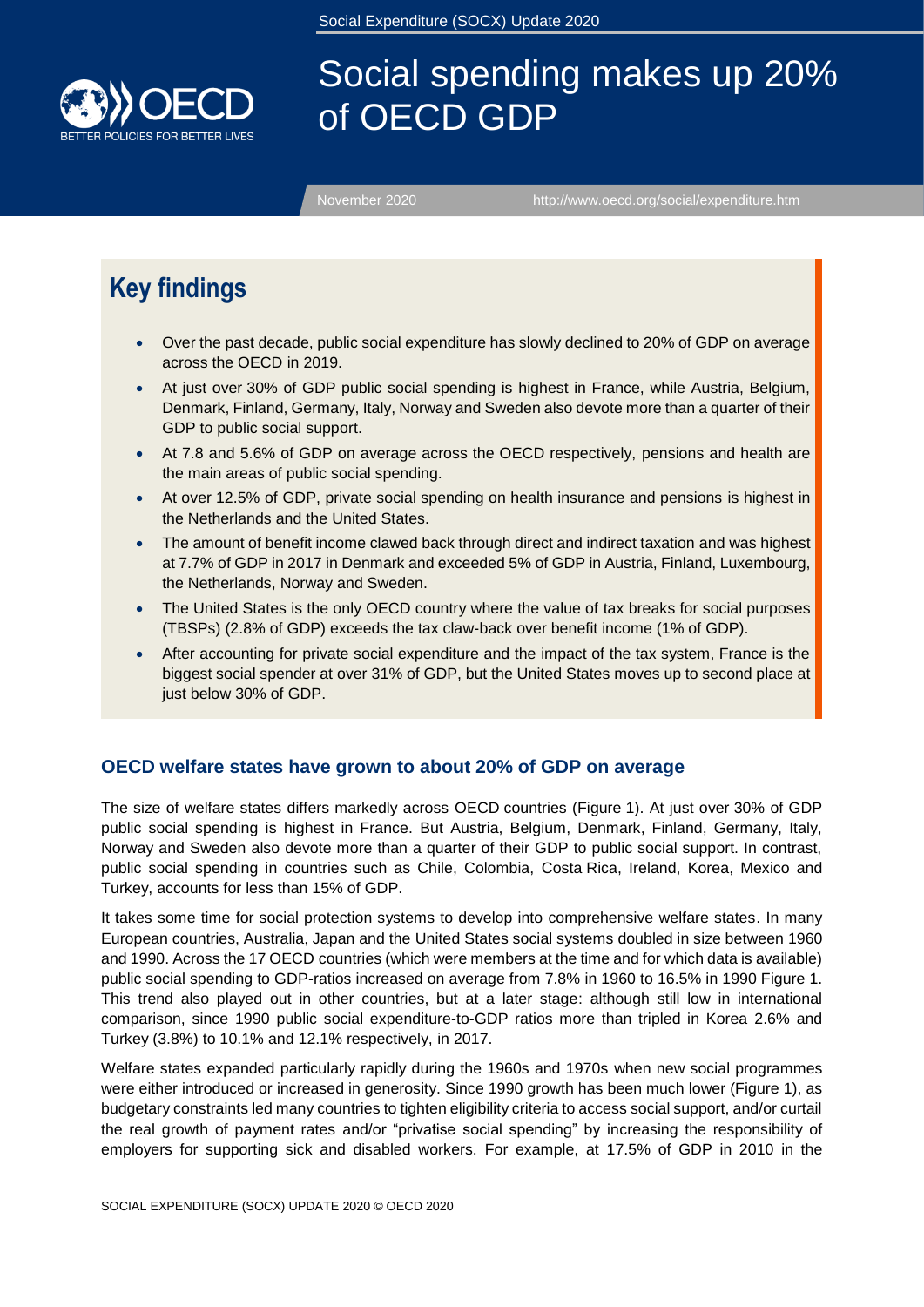Social Expenditure (SOCX) Update 2020

# Social spending makes up 20% of OECD GDP

November 2020 http://www.oecd.org/social/expenditure.htm

## Key findings

- Over the past decade, public social expenditure has slowly declined to 20% of GDP on average across the OECD in 2019.
- At just over 30% of GDP public social spending is highest in France, while Austria, Belgium, Denmark, Finland, Germany, Italy, Norway and Sweden also devote more than a quarter of their GDP to public social support.
- At 7.8 and 5.6% of GDP on average across the OECD respectively, pensions and health are the main areas of public social spending.
- At over 12.5% of GDP, private social spending on health insurance and pensions is highest in the Netherlands and the United States.
- The amount of benefit income clawed back through direct and indirect taxation and was highest at 7.7% of GDP in 2017 in Denmark and exceeded 5% of GDP in Austria, Finland, Luxembourg, the Netherlands, Norway and Sweden.
- The United States is the only OECD country where the value of tax breaks for social purposes (TBSPs) (2.8% of GDP) exceeds the tax claw-back over benefit income (1% of GDP).
- After accounting for private social expenditure and the impact of the tax system, France is the biggest social spender at over 31% of GDP, but the United States moves up to second place at just below 30% of GDP.

### OECD welfare states have grown to about 20% of GDP on average

The size of welfare states differs markedly across OECD countries (Figure 1). At just over 30% of GDP public social spending is highest in France. But Austria, Belgium, Denmark, Finland, Germany, Italy, Norway and Sweden also devote more than a quarter of their GDP to public social support. In contrast, public social spending in countries such as Chile, Colombia, Costa Rica, Ireland, Korea, Mexico and Turkey, accounts for less than 15% of GDP.

It takes some time for social protection systems to develop into comprehensive welfare states. In many European countries, Australia, Japan and the United States social systems doubled in size between 1960 and 1990. Across the 17 OECD countries (which were members at the time and for which data is available) public social spending to GDP-ratios increased on average from 7.8% in 1960 to 16.5% in 1990 Figure 1. This trend also played out in other countries, but at a later stage: although still low in international comparison, since 1990 public social expenditure-to-GDP ratios more than tripled in Korea 2.6% and Turkey (3.8%) to 10.1% and 12.1% respectively, in 2017.

Welfare states expanded particularly rapidly during the 1960s and 1970s when new social programmes were either introduced or increased in generosity. Since 1990 growth has been much lower (Figure 1), as budgetary constraints led many countries to tighten eligibility criteria to access social support, and/or curtail the real growth of payment rates and/or "privatise social spending" by increasing the responsibility of employers for supporting sick and disabled workers. For example, at 17.5% of GDP in 2010 in the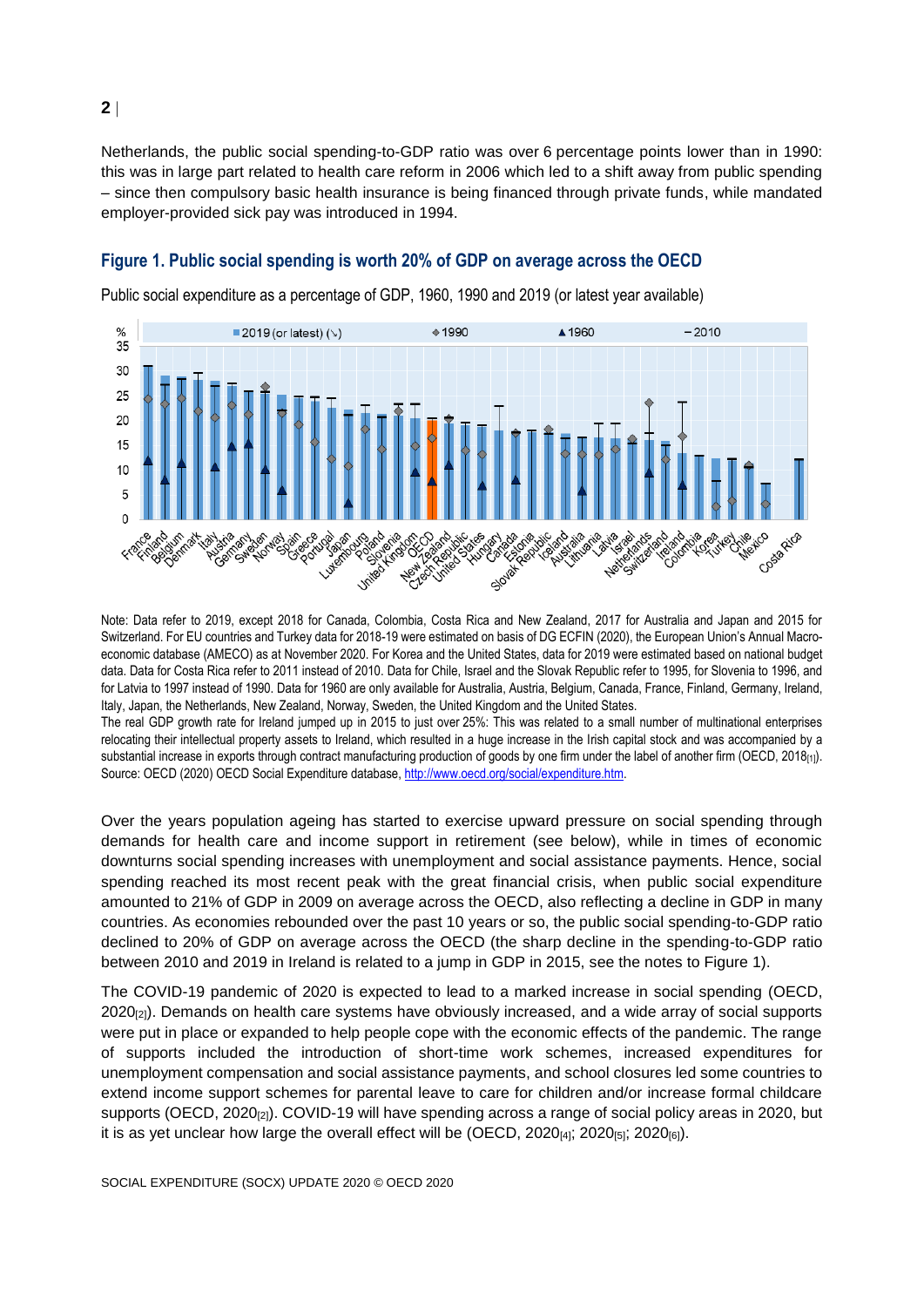Netherlands, the public social spending-to-GDP ratio was over 6 percentage points lower than in 1990: this was in large part related to health care reform in 2006 which led to a shift away from public spending – since then compulsory basic health insurance is being financed through private funds, while mandated employer-provided sick pay was introduced in 1994.

## Figure 1. Public social spending is worth 20% of GDP on average across the OECD

Public social expenditure as a percentage of GDP, 1960, 1990 and 2019 (or latest year available)

Note: Data refer to 2019, except 2018 for Canada, Colombia, Costa Rica and New Zealand, 2017 for Australia and Japan and 2015 for Switzerland. For EU countries and Turkey data for 2018-19 were estimated on basis of DG ECFIN (2020), the European Union's Annual Macro-economic database (AMECO) as at November 2020. For Korea and the United States, data for 2019 were estimated based on national budget data. Data for Costa Rica refer to 2011 instead of 2010. Data for Chile, Israel and the Slovak Republic refer to 1995, for Slovenia to 1996, and for Latvia to 1997 instead of 1990. Data for 1960 are only available for Australia, Austria, Belgium, Canada, France, Finland, Germany, Ireland, Italy, Japan, the Netherlands, New Zealand, Norway, Sweden, the United Kingdom and the United States.

The real GDP growth rate for Ireland jumped up in 2015 to just over 25%: This was related to a small number of multinational enterprises relocating their intellectual property assets to Ireland, which resulted in a huge increase in the Irish capital stock and was accompanied by a substantial increase in exports through contract manufacturing production of goods by one firm under the label of another firm (OECD, 2018[1]).

Source: OECD (2020) OECD Social Expenditure database, http://www.oecd.org/social/expenditure.htm.

Over the years population ageing has started to exercise upward pressure on social spending through demands for health care and income support in retirement (see below), while in times of economic downturns social spending increases with unemployment and social assistance payments. Hence, social spending reached its most recent peak with the great financial crisis, when public social expenditure amounted to 21% of GDP in 2009 on average across the OECD, also reflecting a decline in GDP in many countries. As economies rebounded over the past 10 years or so, the public social spending-to-GDP ratio declined to 20% of GDP on average across the OECD (the sharp decline in the spending-to-GDP ratio between 2010 and 2019 in Ireland is related to a jump in GDP in 2015, see the notes to Figure 1).

The COVID-19 pandemic of 2020 is expected to lead to a marked increase in social spending (OECD, 2020[2]). Demands on health care systems have obviously increased, and a wide array of social supports were put in place or expanded to help people cope with the economic effects of the pandemic. The range of supports included the introduction of short-time work schemes, increased expenditures for unemployment compensation and social assistance payments, and school closures led some countries to extend income support schemes for parental leave to care for children and/or increase formal childcare supports (OECD, 2020[2]). COVID-19 will have spending across a range of social policy areas in 2020, but it is as yet unclear how large the overall effect will be (OECD, 2020[4]; 2020[5]; 2020[6]).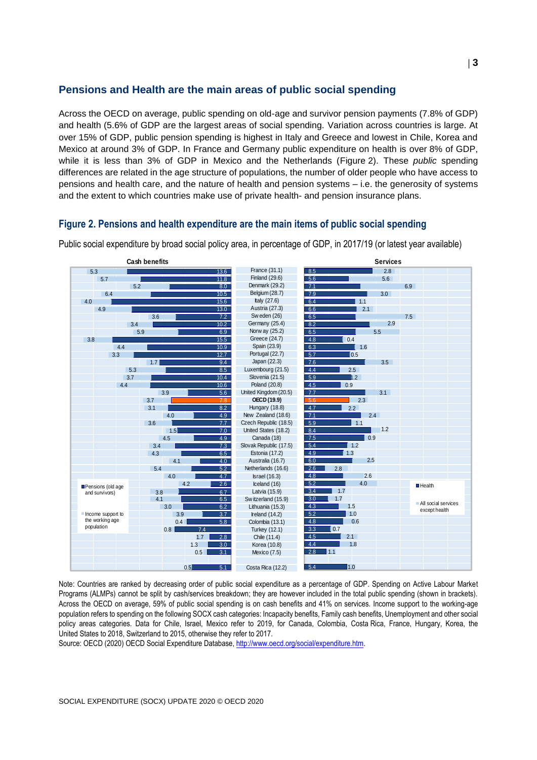## Pensions and Health are the main areas of public social spending

Across the OECD on average, public spending on old-age and survivor pension payments (7.8% of GDP) and health (5.6% of GDP are the largest areas of social spending. Variation across countries is large. At over 15% of GDP, public pension spending is highest in Italy and Greece and lowest in Chile, Korea and Mexico at around 3% of GDP. In France and Germany public expenditure on health is over 8% of GDP, while it is less than 3% of GDP in Mexico and the Netherlands (Figure 2). These *public* spending differences are related in the age structure of populations, the number of older people who have access to pensions and health care, and the nature of health and pension systems – i.e. the generosity of systems and the extent to which countries make use of private health- and pension insurance plans.

### Figure 2. Pensions and health expenditure are the main items of public social spending

Public social expenditure by broad social policy area, in percentage of GDP, in 2017/19 (or latest year available)

| Country (total) | Cash benefits: Income support to the working age population | Cash benefits: Pensions (old age and survivors) | Services: Health | Services: All social services except health |
|---|---|---|---|---|
| France (31.1) | 5.3 | 13.6 | 8.5 | 2.8 |
| Finland (29.6) | 5.7 | 11.8 | 5.6 | 5.6 |
| Denmark (29.2) | 5.2 | 8.0 | 7.1 | 6.9 |
| Belgium (28.7) | 6.4 | 10.5 | 7.9 | 3.0 |
| Italy (27.6) | 4.0 | 15.6 | 6.4 | 1.1 |
| Austria (27.3) | 4.9 | 13.0 | 6.6 | 2.1 |
| Sweden (26) | 3.6 | 7.2 | 6.5 | 7.5 |
| Germany (25.4) | 3.4 | 10.2 | 8.2 | 2.9 |
| Norway (25.2) | 5.9 | 6.9 | 6.5 | 5.5 |
| Greece (24.7) | 3.8 | 15.5 | 4.8 | 0.4 |
| Spain (23.9) | 4.4 | 10.9 | 6.3 | 1.6 |
| Portugal (22.7) | 3.3 | 12.7 | 5.7 | 0.5 |
| Japan (22.3) | 1.7 | 9.4 | 7.6 | 3.5 |
| Luxembourg (21.5) | 5.3 | 8.5 | 4.4 | 2.5 |
| Slovenia (21.5) | 3.7 | 10.4 | 5.9 | 1.2 |
| Poland (20.8) | 4.4 | 10.6 | 4.5 | 0.9 |
| United Kingdom (20.5) | 3.9 | 5.6 | 7.7 | 3.1 |
| **OECD (19.9)** | 3.7 | 7.8 | 5.6 | 2.3 |
| Hungary (18.8) | 3.1 | 8.2 | 4.7 | 2.2 |
| New Zealand (18.6) | 4.0 | 4.9 | 7.1 | 2.4 |
| Czech Republic (18.5) | 3.6 | 7.7 | 5.9 | 1.1 |
| United States (18.2) | 1.5 | 7.0 | 8.4 | 1.2 |
| Canada (18) | 4.5 | 4.9 | 7.5 | 0.9 |
| Slovak Republic (17.5) | 3.4 | 7.3 | 5.4 | 1.2 |
| Estonia (17.2) | 4.3 | 6.5 | 4.9 | 1.3 |
| Australia (16.7) | 4.1 | 4.0 | 6.0 | 2.5 |
| Netherlands (16.6) | 5.4 | 5.2 | 2.6 | 2.8 |
| Israel (16.3) | 4.0 | 4.7 | 4.8 | 2.6 |
| Iceland (16) | 4.2 | 2.6 | 5.2 | 4.0 |
| Latvia (15.9) | 3.8 | 6.7 | 3.4 | 1.7 |
| Switzerland (15.9) | 4.1 | 6.5 | 3.0 | 1.7 |
| Lithuania (15.3) | 3.0 | 6.2 | 4.3 | 1.5 |
| Ireland (14.2) | 3.9 | 3.7 | 5.2 | 1.0 |
| Colombia (13.1) | 0.4 | 5.8 | 4.8 | 0.6 |
| Turkey (12.1) | 0.8 | 7.4 | 3.3 | 0.7 |
| Chile (11.4) | 1.7 | 2.8 | 4.5 | 2.1 |
| Korea (10.8) | 1.3 | 3.0 | 4.4 | 1.8 |
| Mexico (7.5) | 0.5 | 3.1 | 2.8 | 1.1 |
| Costa Rica (12.2) | 0.5 | 5.1 | 5.4 | 1.0 |

Note: Countries are ranked by decreasing order of public social expenditure as a percentage of GDP. Spending on Active Labour Market Programs (ALMPs) cannot be split by cash/services breakdown; they are however included in the total public spending (shown in brackets). Across the OECD on average, 59% of public social spending is on cash benefits and 41% on services. Income support to the working-age population refers to spending on the following SOCX cash categories: Incapacity benefits, Family cash benefits, Unemployment and other social policy areas categories. Data for Chile, Israel, Mexico refer to 2019, for Canada, Colombia, Costa Rica, France, Hungary, Korea, the United States to 2018, Switzerland to 2015, otherwise they refer to 2017.

Source: OECD (2020) OECD Social Expenditure Database, http://www.oecd.org/social/expenditure.htm.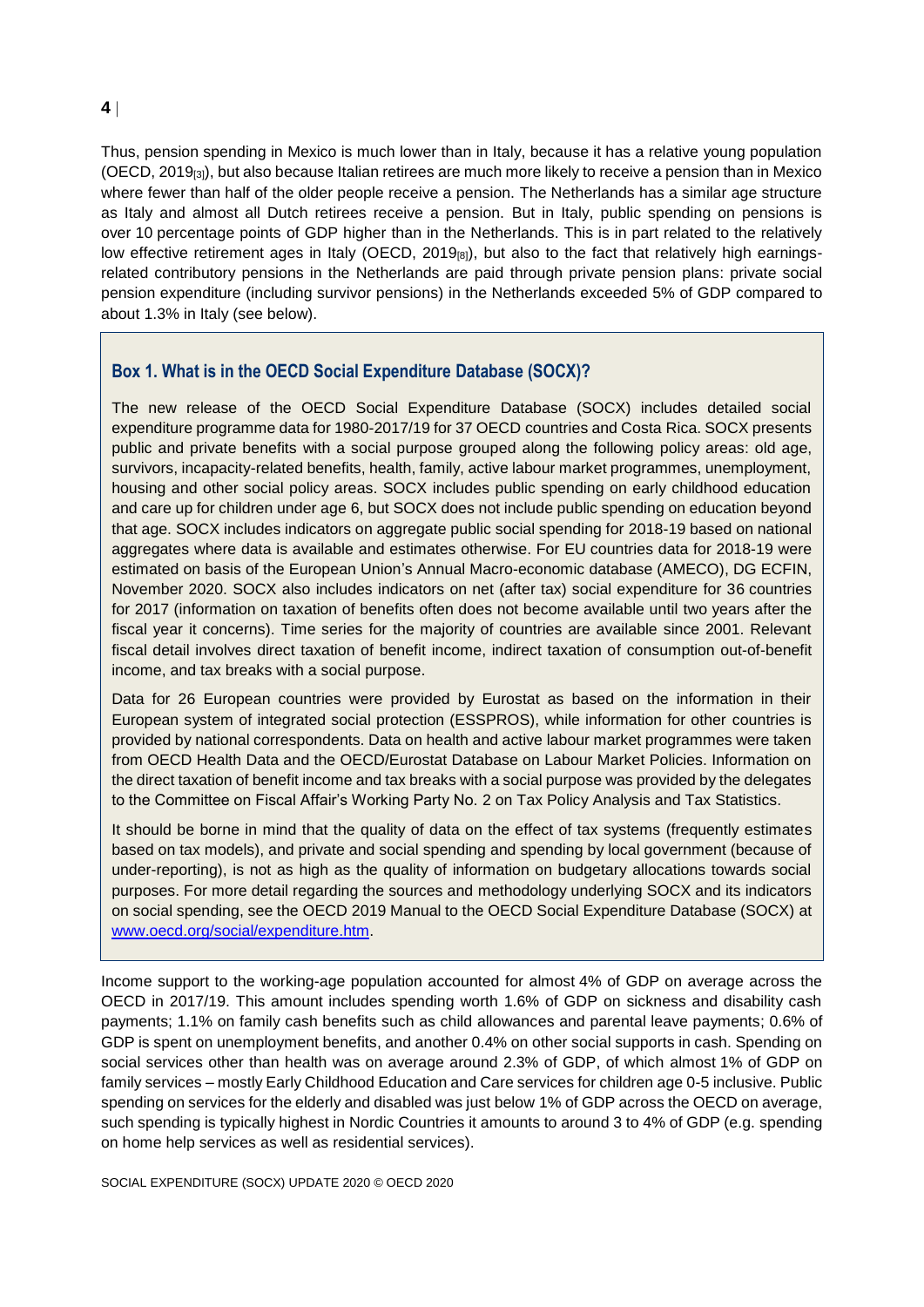Thus, pension spending in Mexico is much lower than in Italy, because it has a relative young population (OECD, 2019[3]), but also because Italian retirees are much more likely to receive a pension than in Mexico where fewer than half of the older people receive a pension. The Netherlands has a similar age structure as Italy and almost all Dutch retirees receive a pension. But in Italy, public spending on pensions is over 10 percentage points of GDP higher than in the Netherlands. This is in part related to the relatively low effective retirement ages in Italy (OECD, 2019[8]), but also to the fact that relatively high earnings-related contributory pensions in the Netherlands are paid through private pension plans: private social pension expenditure (including survivor pensions) in the Netherlands exceeded 5% of GDP compared to about 1.3% in Italy (see below).

### Box 1. What is in the OECD Social Expenditure Database (SOCX)?

The new release of the OECD Social Expenditure Database (SOCX) includes detailed social expenditure programme data for 1980-2017/19 for 37 OECD countries and Costa Rica. SOCX presents public and private benefits with a social purpose grouped along the following policy areas: old age, survivors, incapacity-related benefits, health, family, active labour market programmes, unemployment, housing and other social policy areas. SOCX includes public spending on early childhood education and care up for children under age 6, but SOCX does not include public spending on education beyond that age. SOCX includes indicators on aggregate public social spending for 2018-19 based on national aggregates where data is available and estimates otherwise. For EU countries data for 2018-19 were estimated on basis of the European Union's Annual Macro-economic database (AMECO), DG ECFIN, November 2020. SOCX also includes indicators on net (after tax) social expenditure for 36 countries for 2017 (information on taxation of benefits often does not become available until two years after the fiscal year it concerns). Time series for the majority of countries are available since 2001. Relevant fiscal detail involves direct taxation of benefit income, indirect taxation of consumption out-of-benefit income, and tax breaks with a social purpose.

Data for 26 European countries were provided by Eurostat as based on the information in their European system of integrated social protection (ESSPROS), while information for other countries is provided by national correspondents. Data on health and active labour market programmes were taken from OECD Health Data and the OECD/Eurostat Database on Labour Market Policies. Information on the direct taxation of benefit income and tax breaks with a social purpose was provided by the delegates to the Committee on Fiscal Affair's Working Party No. 2 on Tax Policy Analysis and Tax Statistics.

It should be borne in mind that the quality of data on the effect of tax systems (frequently estimates based on tax models), and private and social spending and spending by local government (because of under-reporting), is not as high as the quality of information on budgetary allocations towards social purposes. For more detail regarding the sources and methodology underlying SOCX and its indicators on social spending, see the OECD 2019 Manual to the OECD Social Expenditure Database (SOCX) at www.oecd.org/social/expenditure.htm.

Income support to the working-age population accounted for almost 4% of GDP on average across the OECD in 2017/19. This amount includes spending worth 1.6% of GDP on sickness and disability cash payments; 1.1% on family cash benefits such as child allowances and parental leave payments; 0.6% of GDP is spent on unemployment benefits, and another 0.4% on other social supports in cash. Spending on social services other than health was on average around 2.3% of GDP, of which almost 1% of GDP on family services – mostly Early Childhood Education and Care services for children age 0-5 inclusive. Public spending on services for the elderly and disabled was just below 1% of GDP across the OECD on average, such spending is typically highest in Nordic Countries it amounts to around 3 to 4% of GDP (e.g. spending on home help services as well as residential services).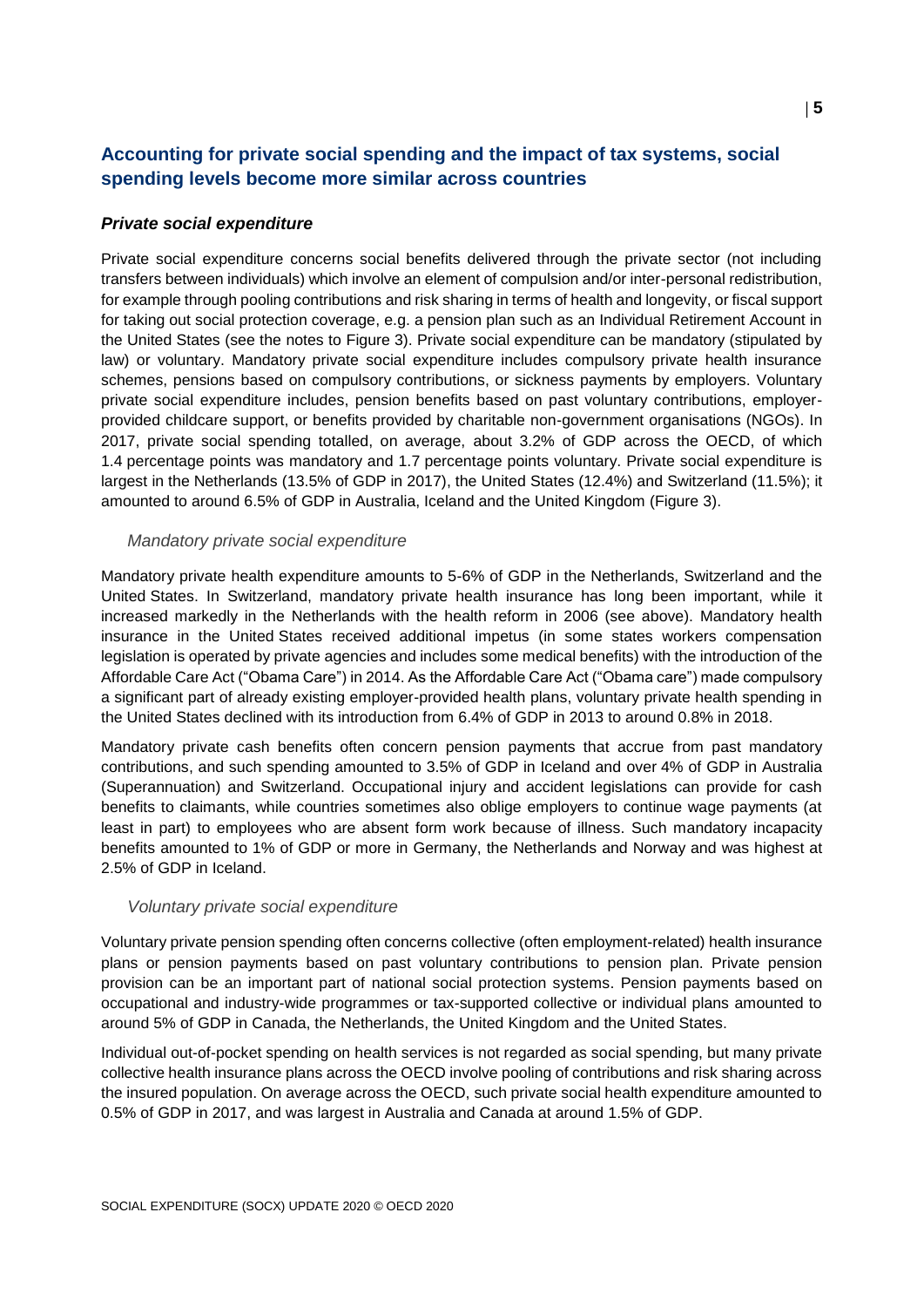## Accounting for private social spending and the impact of tax systems, social spending levels become more similar across countries

### *Private social expenditure*

Private social expenditure concerns social benefits delivered through the private sector (not including transfers between individuals) which involve an element of compulsion and/or inter-personal redistribution, for example through pooling contributions and risk sharing in terms of health and longevity, or fiscal support for taking out social protection coverage, e.g. a pension plan such as an Individual Retirement Account in the United States (see the notes to Figure 3). Private social expenditure can be mandatory (stipulated by law) or voluntary. Mandatory private social expenditure includes compulsory private health insurance schemes, pensions based on compulsory contributions, or sickness payments by employers. Voluntary private social expenditure includes, pension benefits based on past voluntary contributions, employer-provided childcare support, or benefits provided by charitable non-government organisations (NGOs). In 2017, private social spending totalled, on average, about 3.2% of GDP across the OECD, of which 1.4 percentage points was mandatory and 1.7 percentage points voluntary. Private social expenditure is largest in the Netherlands (13.5% of GDP in 2017), the United States (12.4%) and Switzerland (11.5%); it amounted to around 6.5% of GDP in Australia, Iceland and the United Kingdom (Figure 3).

#### *Mandatory private social expenditure*

Mandatory private health expenditure amounts to 5-6% of GDP in the Netherlands, Switzerland and the United States. In Switzerland, mandatory private health insurance has long been important, while it increased markedly in the Netherlands with the health reform in 2006 (see above). Mandatory health insurance in the United States received additional impetus (in some states workers compensation legislation is operated by private agencies and includes some medical benefits) with the introduction of the Affordable Care Act ("Obama Care") in 2014. As the Affordable Care Act ("Obama care") made compulsory a significant part of already existing employer-provided health plans, voluntary private health spending in the United States declined with its introduction from 6.4% of GDP in 2013 to around 0.8% in 2018.

Mandatory private cash benefits often concern pension payments that accrue from past mandatory contributions, and such spending amounted to 3.5% of GDP in Iceland and over 4% of GDP in Australia (Superannuation) and Switzerland. Occupational injury and accident legislations can provide for cash benefits to claimants, while countries sometimes also oblige employers to continue wage payments (at least in part) to employees who are absent form work because of illness. Such mandatory incapacity benefits amounted to 1% of GDP or more in Germany, the Netherlands and Norway and was highest at 2.5% of GDP in Iceland.

#### *Voluntary private social expenditure*

Voluntary private pension spending often concerns collective (often employment-related) health insurance plans or pension payments based on past voluntary contributions to pension plan. Private pension provision can be an important part of national social protection systems. Pension payments based on occupational and industry-wide programmes or tax-supported collective or individual plans amounted to around 5% of GDP in Canada, the Netherlands, the United Kingdom and the United States.

Individual out-of-pocket spending on health services is not regarded as social spending, but many private collective health insurance plans across the OECD involve pooling of contributions and risk sharing across the insured population. On average across the OECD, such private social health expenditure amounted to 0.5% of GDP in 2017, and was largest in Australia and Canada at around 1.5% of GDP.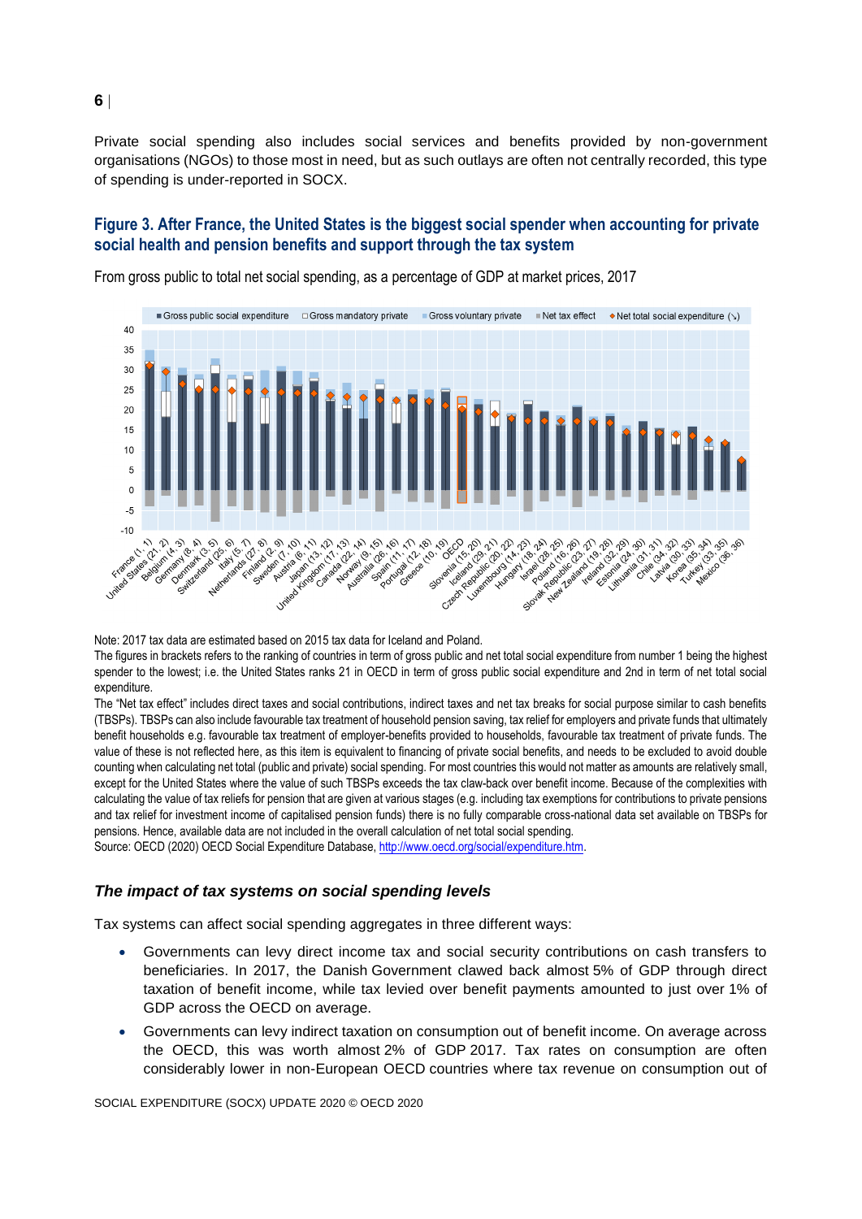Private social spending also includes social services and benefits provided by non-government organisations (NGOs) to those most in need, but as such outlays are often not centrally recorded, this type of spending is under-reported in SOCX.

### Figure 3. After France, the United States is the biggest social spender when accounting for private social health and pension benefits and support through the tax system

From gross public to total net social spending, as a percentage of GDP at market prices, 2017

Note: 2017 tax data are estimated based on 2015 tax data for Iceland and Poland.

The figures in brackets refers to the ranking of countries in term of gross public and net total social expenditure from number 1 being the highest spender to the lowest; i.e. the United States ranks 21 in OECD in term of gross public social expenditure and 2nd in term of net total social expenditure.

The "Net tax effect" includes direct taxes and social contributions, indirect taxes and net tax breaks for social purpose similar to cash benefits (TBSPs). TBSPs can also include favourable tax treatment of household pension saving, tax relief for employers and private funds that ultimately benefit households e.g. favourable tax treatment of employer-benefits provided to households, favourable tax treatment of private funds. The value of these is not reflected here, as this item is equivalent to financing of private social benefits, and needs to be excluded to avoid double counting when calculating net total (public and private) social spending. For most countries this would not matter as amounts are relatively small, except for the United States where the value of such TBSPs exceeds the tax claw-back over benefit income. Because of the complexities with calculating the value of tax reliefs for pension that are given at various stages (e.g. including tax exemptions for contributions to private pensions and tax relief for investment income of capitalised pension funds) there is no fully comparable cross-national data set available on TBSPs for pensions. Hence, available data are not included in the overall calculation of net total social spending.

Source: OECD (2020) OECD Social Expenditure Database, http://www.oecd.org/social/expenditure.htm.

### *The impact of tax systems on social spending levels*

Tax systems can affect social spending aggregates in three different ways:

- Governments can levy direct income tax and social security contributions on cash transfers to beneficiaries. In 2017, the Danish Government clawed back almost 5% of GDP through direct taxation of benefit income, while tax levied over benefit payments amounted to just over 1% of GDP across the OECD on average.
- Governments can levy indirect taxation on consumption out of benefit income. On average across the OECD, this was worth almost 2% of GDP 2017. Tax rates on consumption are often considerably lower in non-European OECD countries where tax revenue on consumption out of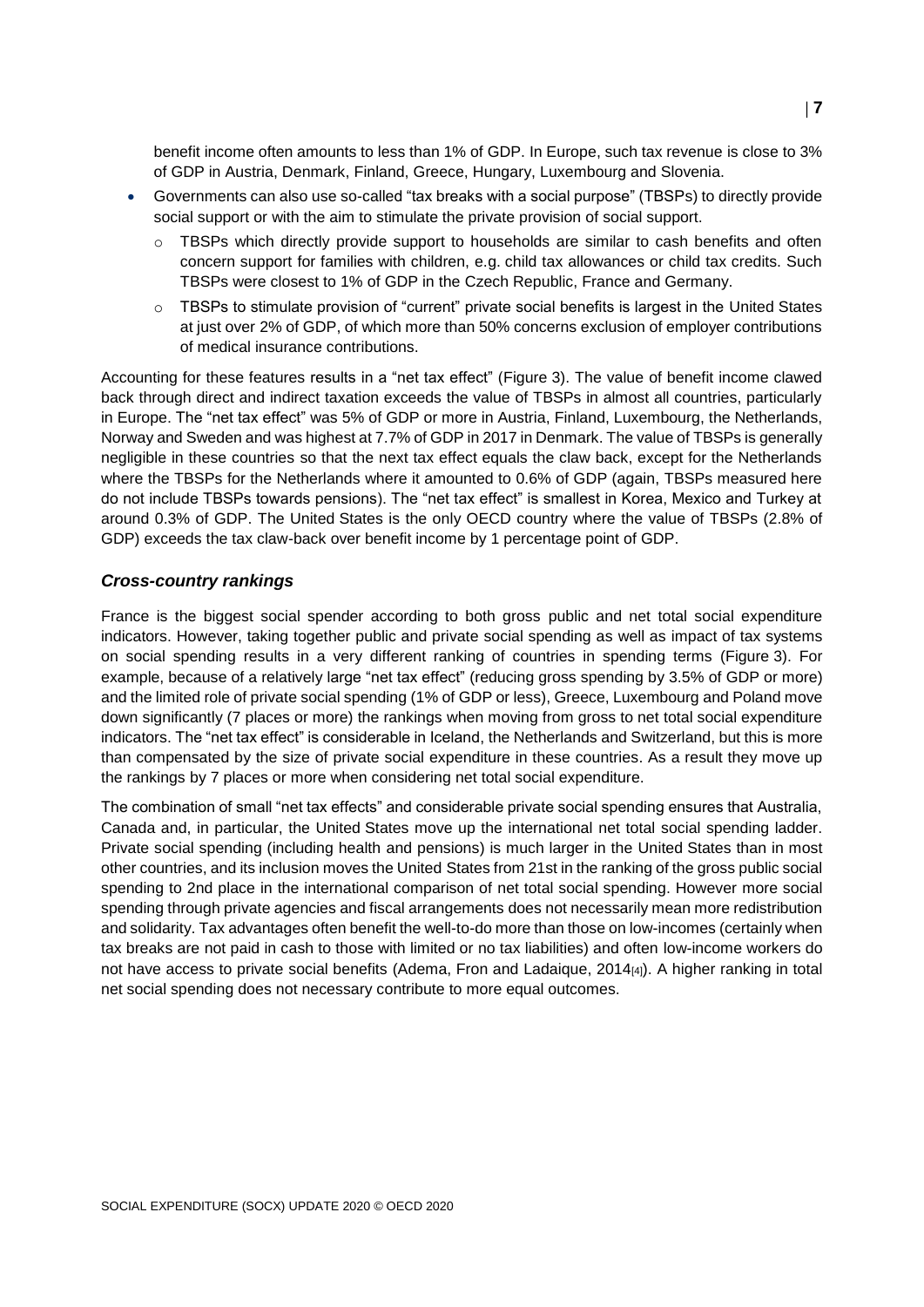benefit income often amounts to less than 1% of GDP. In Europe, such tax revenue is close to 3% of GDP in Austria, Denmark, Finland, Greece, Hungary, Luxembourg and Slovenia.

- Governments can also use so-called "tax breaks with a social purpose" (TBSPs) to directly provide social support or with the aim to stimulate the private provision of social support.
  - TBSPs which directly provide support to households are similar to cash benefits and often concern support for families with children, e.g. child tax allowances or child tax credits. Such TBSPs were closest to 1% of GDP in the Czech Republic, France and Germany.
  - TBSPs to stimulate provision of "current" private social benefits is largest in the United States at just over 2% of GDP, of which more than 50% concerns exclusion of employer contributions of medical insurance contributions.

Accounting for these features results in a "net tax effect" (Figure 3). The value of benefit income clawed back through direct and indirect taxation exceeds the value of TBSPs in almost all countries, particularly in Europe. The "net tax effect" was 5% of GDP or more in Austria, Finland, Luxembourg, the Netherlands, Norway and Sweden and was highest at 7.7% of GDP in 2017 in Denmark. The value of TBSPs is generally negligible in these countries so that the next tax effect equals the claw back, except for the Netherlands where the TBSPs for the Netherlands where it amounted to 0.6% of GDP (again, TBSPs measured here do not include TBSPs towards pensions). The "net tax effect" is smallest in Korea, Mexico and Turkey at around 0.3% of GDP. The United States is the only OECD country where the value of TBSPs (2.8% of GDP) exceeds the tax claw-back over benefit income by 1 percentage point of GDP.

### *Cross-country rankings*

France is the biggest social spender according to both gross public and net total social expenditure indicators. However, taking together public and private social spending as well as impact of tax systems on social spending results in a very different ranking of countries in spending terms (Figure 3). For example, because of a relatively large "net tax effect" (reducing gross spending by 3.5% of GDP or more) and the limited role of private social spending (1% of GDP or less), Greece, Luxembourg and Poland move down significantly (7 places or more) the rankings when moving from gross to net total social expenditure indicators. The "net tax effect" is considerable in Iceland, the Netherlands and Switzerland, but this is more than compensated by the size of private social expenditure in these countries. As a result they move up the rankings by 7 places or more when considering net total social expenditure.

The combination of small "net tax effects" and considerable private social spending ensures that Australia, Canada and, in particular, the United States move up the international net total social spending ladder. Private social spending (including health and pensions) is much larger in the United States than in most other countries, and its inclusion moves the United States from 21st in the ranking of the gross public social spending to 2nd place in the international comparison of net total social spending. However more social spending through private agencies and fiscal arrangements does not necessarily mean more redistribution and solidarity. Tax advantages often benefit the well-to-do more than those on low-incomes (certainly when tax breaks are not paid in cash to those with limited or no tax liabilities) and often low-income workers do not have access to private social benefits (Adema, Fron and Ladaique, 2014[4]). A higher ranking in total net social spending does not necessary contribute to more equal outcomes.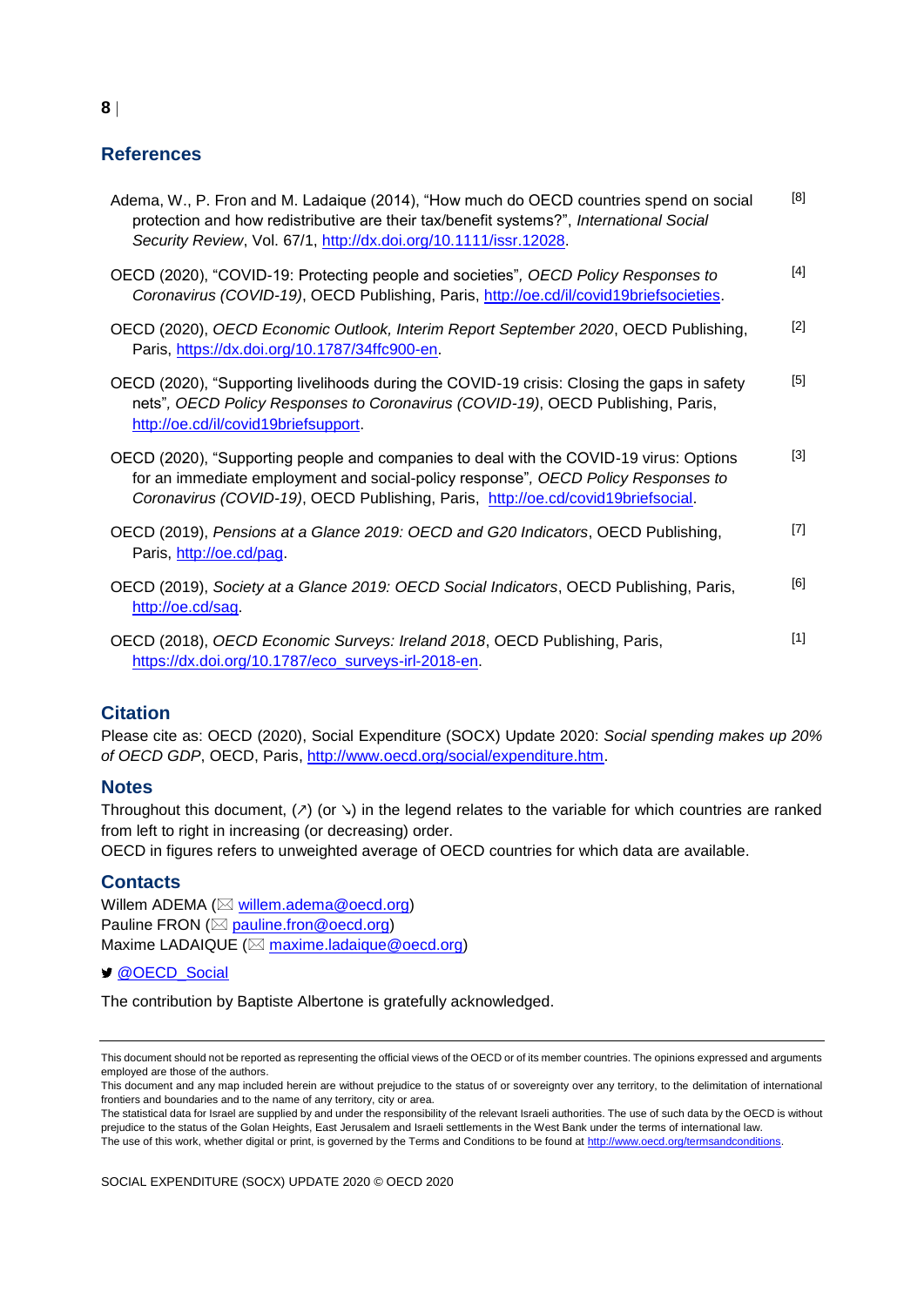## References

Adema, W., P. Fron and M. Ladaique (2014), "How much do OECD countries spend on social protection and how redistributive are their tax/benefit systems?", *International Social Security Review*, Vol. 67/1, http://dx.doi.org/10.1111/issr.12028. [8]

OECD (2020), "COVID-19: Protecting people and societies", *OECD Policy Responses to Coronavirus (COVID-19)*, OECD Publishing, Paris, http://oe.cd/il/covid19briefsocieties. [4]

OECD (2020), *OECD Economic Outlook, Interim Report September 2020*, OECD Publishing, Paris, https://dx.doi.org/10.1787/34ffc900-en. [2]

OECD (2020), "Supporting livelihoods during the COVID-19 crisis: Closing the gaps in safety nets", *OECD Policy Responses to Coronavirus (COVID-19)*, OECD Publishing, Paris, http://oe.cd/il/covid19briefsupport. [5]

OECD (2020), "Supporting people and companies to deal with the COVID-19 virus: Options for an immediate employment and social-policy response", *OECD Policy Responses to Coronavirus (COVID-19)*, OECD Publishing, Paris, http://oe.cd/covid19briefsocial. [3]

OECD (2019), *Pensions at a Glance 2019: OECD and G20 Indicators*, OECD Publishing, Paris, http://oe.cd/pag. [7]

OECD (2019), *Society at a Glance 2019: OECD Social Indicators*, OECD Publishing, Paris, http://oe.cd/sag. [6]

OECD (2018), *OECD Economic Surveys: Ireland 2018*, OECD Publishing, Paris, https://dx.doi.org/10.1787/eco_surveys-irl-2018-en. [1]

### Citation

Please cite as: OECD (2020), Social Expenditure (SOCX) Update 2020: *Social spending makes up 20% of OECD GDP*, OECD, Paris, http://www.oecd.org/social/expenditure.htm.

### Notes

Throughout this document, (↗) (or ↘) in the legend relates to the variable for which countries are ranked from left to right in increasing (or decreasing) order.
OECD in figures refers to unweighted average of OECD countries for which data are available.

### Contacts

Willem ADEMA (✉ willem.adema@oecd.org)
Pauline FRON (✉ pauline.fron@oecd.org)
Maxime LADAIQUE (✉ maxime.ladaique@oecd.org)

@OECD_Social

The contribution by Baptiste Albertone is gratefully acknowledged.

---

This document should not be reported as representing the official views of the OECD or of its member countries. The opinions expressed and arguments employed are those of the authors.
This document and any map included herein are without prejudice to the status of or sovereignty over any territory, to the delimitation of international frontiers and boundaries and to the name of any territory, city or area.
The statistical data for Israel are supplied by and under the responsibility of the relevant Israeli authorities. The use of such data by the OECD is without prejudice to the status of the Golan Heights, East Jerusalem and Israeli settlements in the West Bank under the terms of international law.
The use of this work, whether digital or print, is governed by the Terms and Conditions to be found at http://www.oecd.org/termsandconditions.